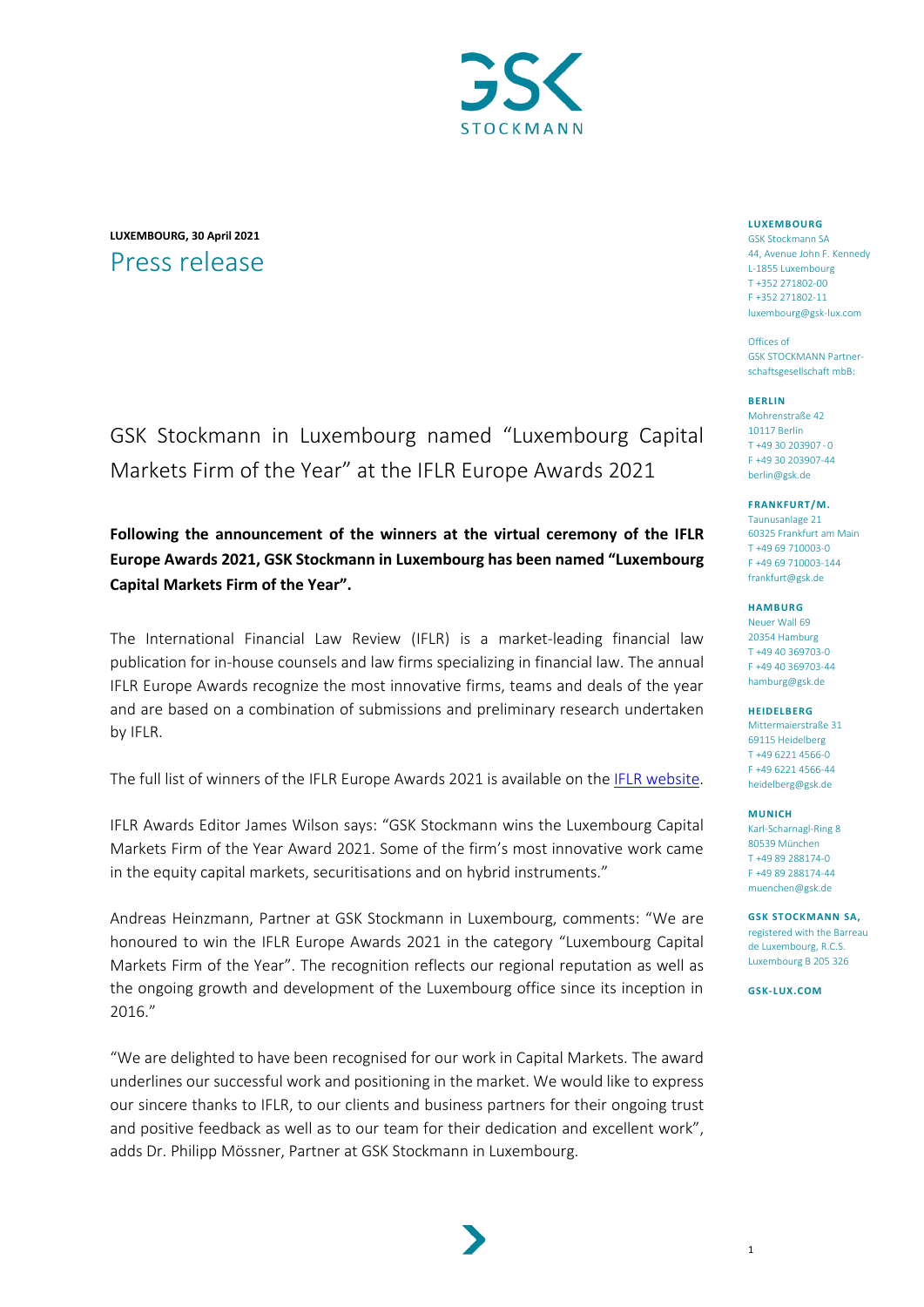**LUXEMBOURG, 30 April 2021**

# Press release

## GSK Stockmann in Luxembourg named "Luxembourg Capital Markets Firm of the Year" at the IFLR Europe Awards 2021

**Following the announcement of the winners at the virtual ceremony of the IFLR Europe Awards 2021, GSK Stockmann in Luxembourg has been named "Luxembourg Capital Markets Firm of the Year".**

The International Financial Law Review (IFLR) is a market-leading financial law publication for in-house counsels and law firms specializing in financial law. The annual IFLR Europe Awards recognize the most innovative firms, teams and deals of the year and are based on a combination of submissions and preliminary research undertaken by IFLR.

The full list of winners of the IFLR Europe Awards 2021 is available on the IFLR website.

IFLR Awards Editor James Wilson says: "GSK Stockmann wins the Luxembourg Capital Markets Firm of the Year Award 2021. Some of the firm's most innovative work came in the equity capital markets, securitisations and on hybrid instruments."

Andreas Heinzmann, Partner at GSK Stockmann in Luxembourg, comments: "We are honoured to win the IFLR Europe Awards 2021 in the category "Luxembourg Capital Markets Firm of the Year". The recognition reflects our regional reputation as well as the ongoing growth and development of the Luxembourg office since its inception in 2016."

"We are delighted to have been recognised for our work in Capital Markets. The award underlines our successful work and positioning in the market. We would like to express our sincere thanks to IFLR, to our clients and business partners for their ongoing trust and positive feedback as well as to our team for their dedication and excellent work", adds Dr. Philipp Mössner, Partner at GSK Stockmann in Luxembourg.

**LUXEMBOURG**
GSK Stockmann SA
44, Avenue John F. Kennedy
L-1855 Luxembourg
T +352 271802-00
F +352 271802-11
luxembourg@gsk-lux.com

Offices of
GSK STOCKMANN Partnerschaftsgesellschaft mbB:

**BERLIN**
Mohrenstraße 42
10117 Berlin
T +49 30 203907-0
F +49 30 203907-44
berlin@gsk.de

**FRANKFURT/M.**
Taunusanlage 21
60325 Frankfurt am Main
T +49 69 710003-0
F +49 69 710003-144
frankfurt@gsk.de

**HAMBURG**
Neuer Wall 69
20354 Hamburg
T +49 40 369703-0
F +49 40 369703-44
hamburg@gsk.de

**HEIDELBERG**
Mittermaierstraße 31
69115 Heidelberg
T +49 6221 4566-0
F +49 6221 4566-44
heidelberg@gsk.de

**MUNICH**
Karl-Scharnagl-Ring 8
80539 München
T +49 89 288174-0
F +49 89 288174-44
muenchen@gsk.de

**GSK STOCKMANN SA,** registered with the Barreau de Luxembourg, R.C.S. Luxembourg B 205 326

**GSK-LUX.COM**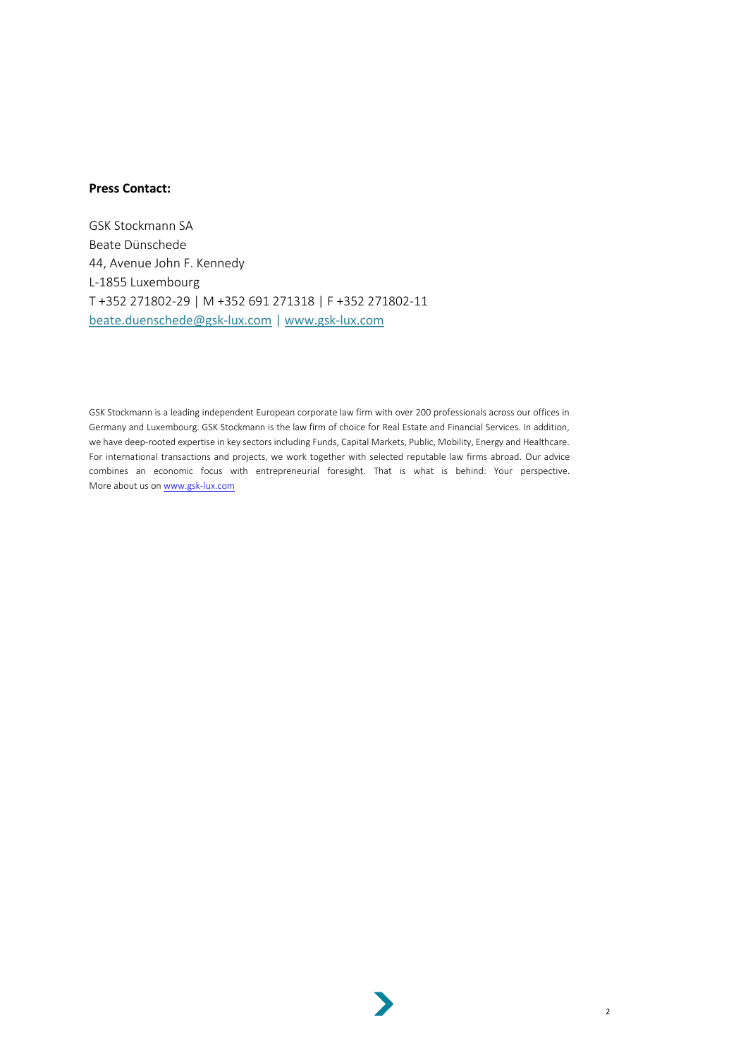**Press Contact:**

GSK Stockmann SA  
Beate Dünschede  
44, Avenue John F. Kennedy  
L-1855 Luxembourg  
T +352 271802-29 | M +352 691 271318 | F +352 271802-11  
beate.duenschede@gsk-lux.com | www.gsk-lux.com

GSK Stockmann is a leading independent European corporate law firm with over 200 professionals across our offices in Germany and Luxembourg. GSK Stockmann is the law firm of choice for Real Estate and Financial Services. In addition, we have deep-rooted expertise in key sectors including Funds, Capital Markets, Public, Mobility, Energy and Healthcare. For international transactions and projects, we work together with selected reputable law firms abroad. Our advice combines an economic focus with entrepreneurial foresight. That is what is behind: Your perspective. More about us on www.gsk-lux.com